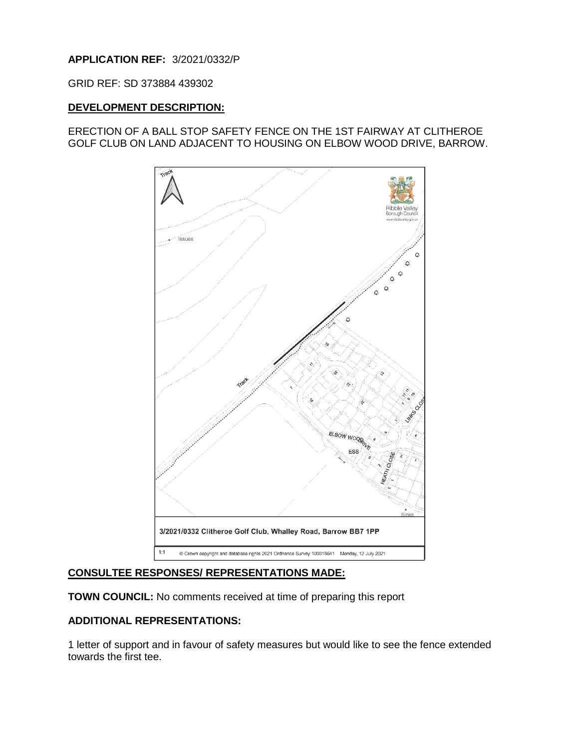**APPLICATION REF:** 3/2021/0332/P

GRID REF: SD 373884 439302

**DEVELOPMENT DESCRIPTION:**

ERECTION OF A BALL STOP SAFETY FENCE ON THE 1ST FAIRWAY AT CLITHEROE GOLF CLUB ON LAND ADJACENT TO HOUSING ON ELBOW WOOD DRIVE, BARROW.

3/2021/0332 Clitheroe Golf Club, Whalley Road, Barrow BB7 1PP

1:1 © Crown copyright and database rights 2021 Ordnance Survey 100018641 Monday, 12 July 2021

**CONSULTEE RESPONSES/ REPRESENTATIONS MADE:**

**TOWN COUNCIL:** No comments received at time of preparing this report

**ADDITIONAL REPRESENTATIONS:**

1 letter of support and in favour of safety measures but would like to see the fence extended towards the first tee.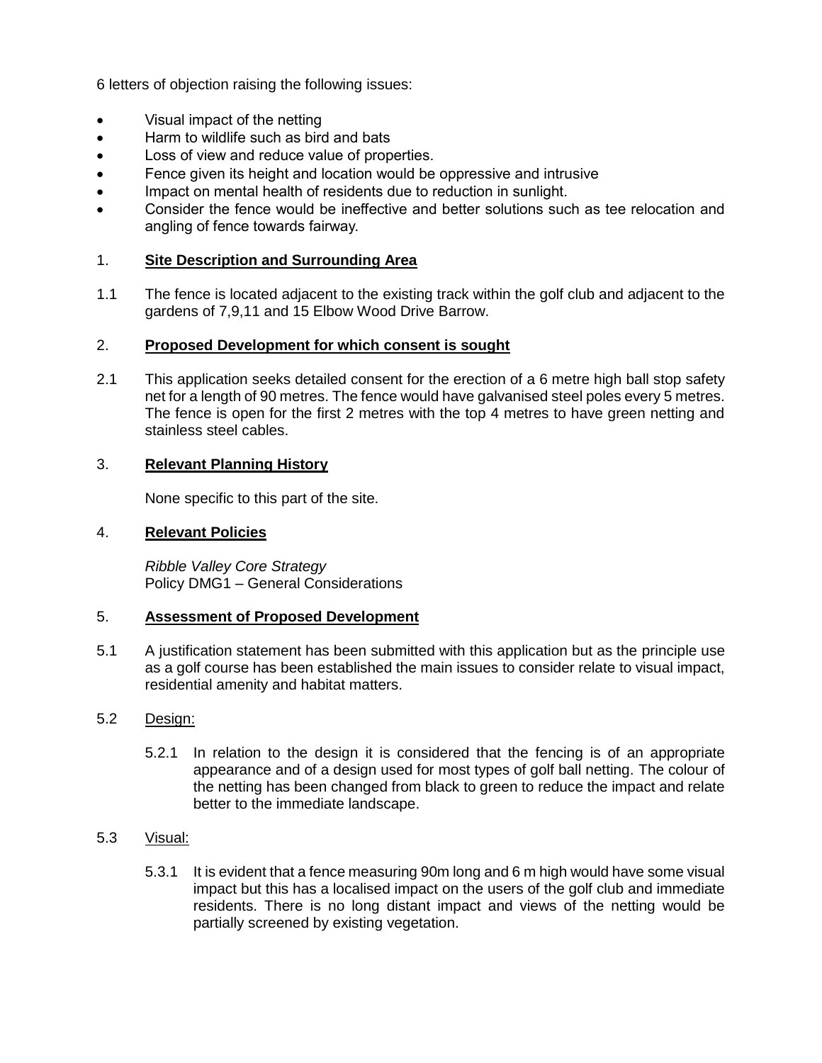6 letters of objection raising the following issues:

- Visual impact of the netting
- Harm to wildlife such as bird and bats
- Loss of view and reduce value of properties.
- Fence given its height and location would be oppressive and intrusive
- Impact on mental health of residents due to reduction in sunlight.
- Consider the fence would be ineffective and better solutions such as tee relocation and angling of fence towards fairway.

## 1. **Site Description and Surrounding Area**

1.1 The fence is located adjacent to the existing track within the golf club and adjacent to the gardens of 7,9,11 and 15 Elbow Wood Drive Barrow.

## 2. **Proposed Development for which consent is sought**

2.1 This application seeks detailed consent for the erection of a 6 metre high ball stop safety net for a length of 90 metres. The fence would have galvanised steel poles every 5 metres. The fence is open for the first 2 metres with the top 4 metres to have green netting and stainless steel cables.

## 3. **Relevant Planning History**

None specific to this part of the site.

## 4. **Relevant Policies**

*Ribble Valley Core Strategy*
Policy DMG1 – General Considerations

## 5. **Assessment of Proposed Development**

5.1 A justification statement has been submitted with this application but as the principle use as a golf course has been established the main issues to consider relate to visual impact, residential amenity and habitat matters.

5.2 Design:

5.2.1 In relation to the design it is considered that the fencing is of an appropriate appearance and of a design used for most types of golf ball netting. The colour of the netting has been changed from black to green to reduce the impact and relate better to the immediate landscape.

5.3 Visual:

5.3.1 It is evident that a fence measuring 90m long and 6 m high would have some visual impact but this has a localised impact on the users of the golf club and immediate residents. There is no long distant impact and views of the netting would be partially screened by existing vegetation.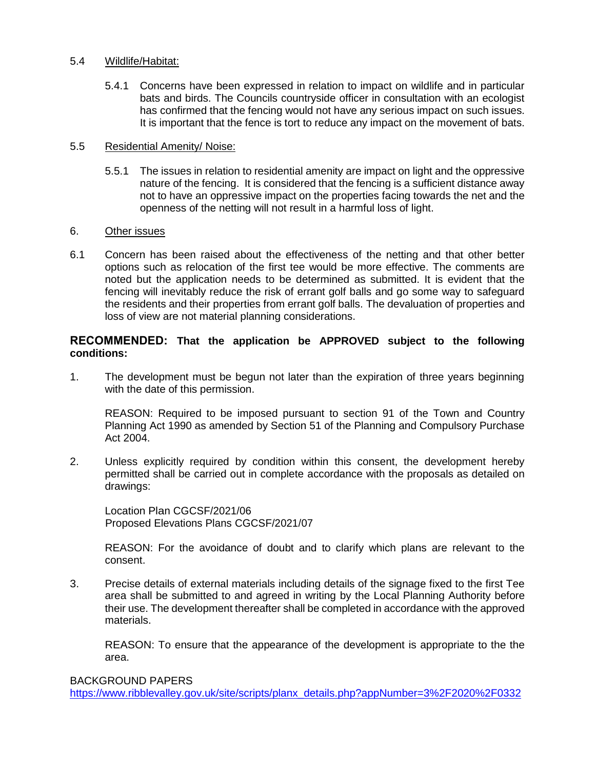5.4 Wildlife/Habitat:

5.4.1 Concerns have been expressed in relation to impact on wildlife and in particular bats and birds. The Councils countryside officer in consultation with an ecologist has confirmed that the fencing would not have any serious impact on such issues. It is important that the fence is tort to reduce any impact on the movement of bats.

5.5 Residential Amenity/ Noise:

5.5.1 The issues in relation to residential amenity are impact on light and the oppressive nature of the fencing. It is considered that the fencing is a sufficient distance away not to have an oppressive impact on the properties facing towards the net and the openness of the netting will not result in a harmful loss of light.

6. Other issues

6.1 Concern has been raised about the effectiveness of the netting and that other better options such as relocation of the first tee would be more effective. The comments are noted but the application needs to be determined as submitted. It is evident that the fencing will inevitably reduce the risk of errant golf balls and go some way to safeguard the residents and their properties from errant golf balls. The devaluation of properties and loss of view are not material planning considerations.

**RECOMMENDED: That the application be APPROVED subject to the following conditions:**

1. The development must be begun not later than the expiration of three years beginning with the date of this permission.

   REASON: Required to be imposed pursuant to section 91 of the Town and Country Planning Act 1990 as amended by Section 51 of the Planning and Compulsory Purchase Act 2004.

2. Unless explicitly required by condition within this consent, the development hereby permitted shall be carried out in complete accordance with the proposals as detailed on drawings:

   Location Plan CGCSF/2021/06
   Proposed Elevations Plans CGCSF/2021/07

   REASON: For the avoidance of doubt and to clarify which plans are relevant to the consent.

3. Precise details of external materials including details of the signage fixed to the first Tee area shall be submitted to and agreed in writing by the Local Planning Authority before their use. The development thereafter shall be completed in accordance with the approved materials.

   REASON: To ensure that the appearance of the development is appropriate to the the area.

BACKGROUND PAPERS
https://www.ribblevalley.gov.uk/site/scripts/planx_details.php?appNumber=3%2F2020%2F0332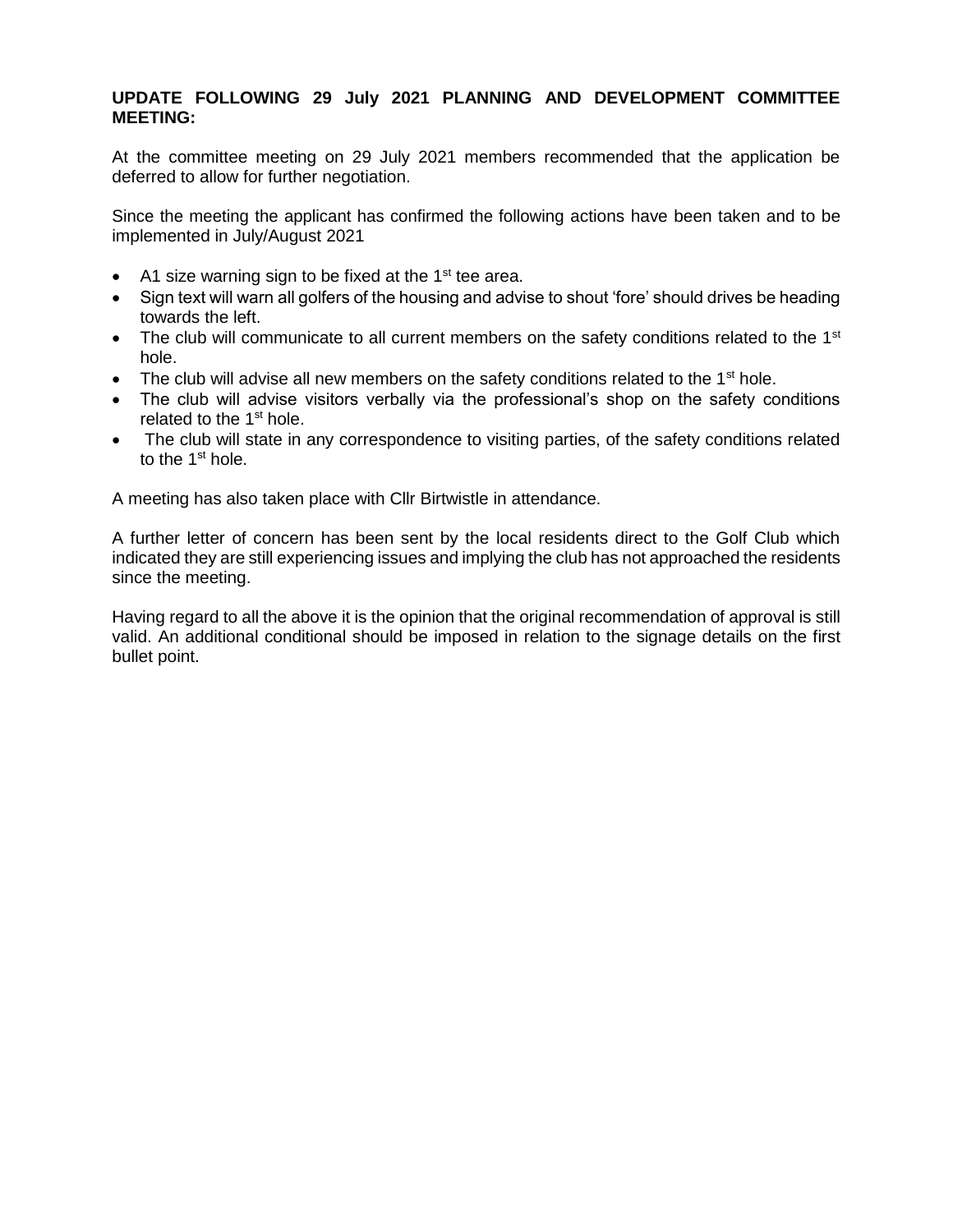**UPDATE FOLLOWING 29 July 2021 PLANNING AND DEVELOPMENT COMMITTEE MEETING:**

At the committee meeting on 29 July 2021 members recommended that the application be deferred to allow for further negotiation.

Since the meeting the applicant has confirmed the following actions have been taken and to be implemented in July/August 2021

- A1 size warning sign to be fixed at the 1st tee area.
- Sign text will warn all golfers of the housing and advise to shout 'fore' should drives be heading towards the left.
- The club will communicate to all current members on the safety conditions related to the 1st hole.
- The club will advise all new members on the safety conditions related to the 1st hole.
- The club will advise visitors verbally via the professional's shop on the safety conditions related to the 1st hole.
- The club will state in any correspondence to visiting parties, of the safety conditions related to the 1st hole.

A meeting has also taken place with Cllr Birtwistle in attendance.

A further letter of concern has been sent by the local residents direct to the Golf Club which indicated they are still experiencing issues and implying the club has not approached the residents since the meeting.

Having regard to all the above it is the opinion that the original recommendation of approval is still valid. An additional conditional should be imposed in relation to the signage details on the first bullet point.